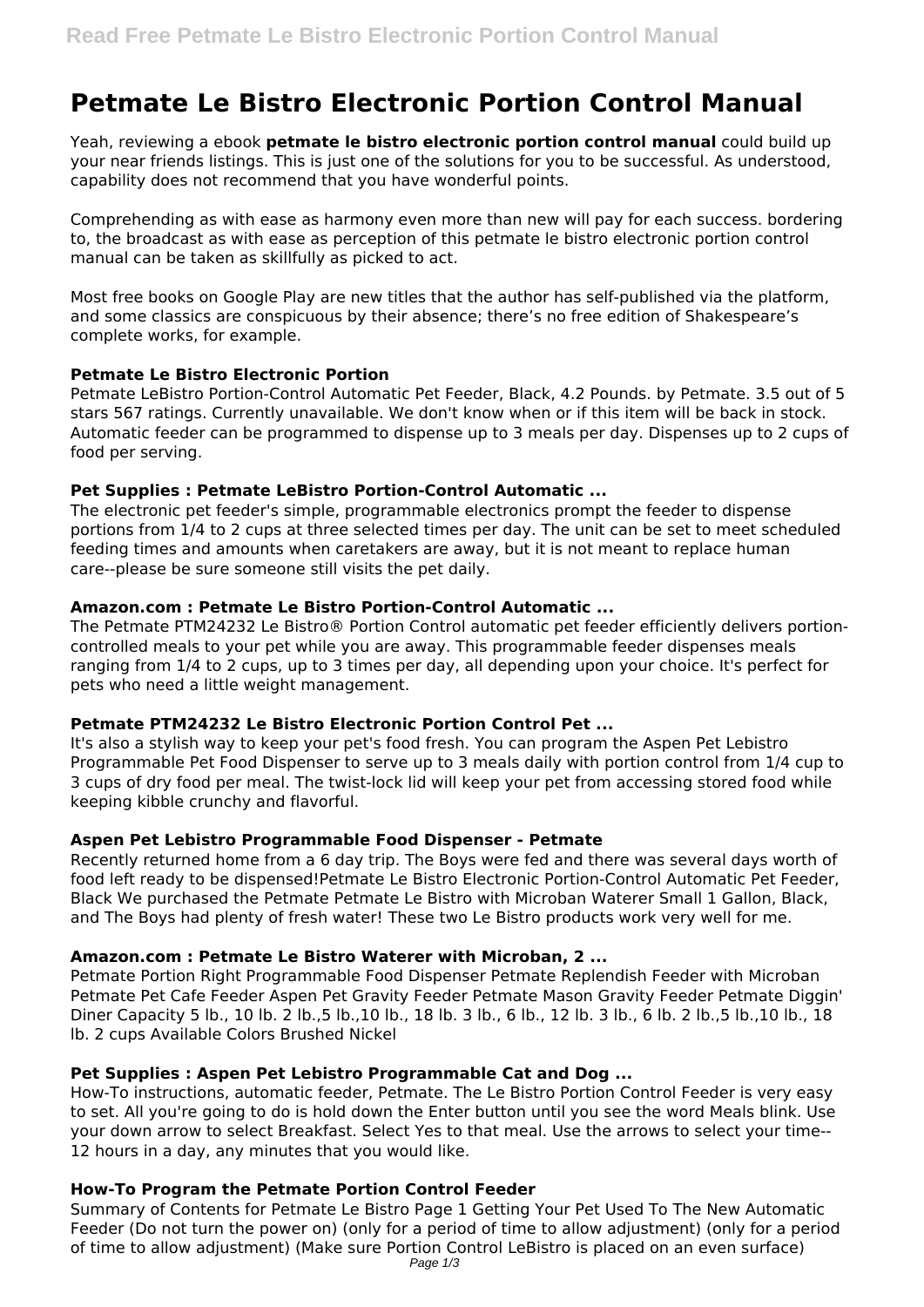# Petmate Le Bistro Electronic Portion Control Manual

Yeah, reviewing a ebook **petmate le bistro electronic portion control manual** could build up your near friends listings. This is just one of the solutions for you to be successful. As understood, capability does not recommend that you have wonderful points.

Comprehending as with ease as harmony even more than new will pay for each success. bordering to, the broadcast as with ease as perception of this petmate le bistro electronic portion control manual can be taken as skillfully as picked to act.

Most free books on Google Play are new titles that the author has self-published via the platform, and some classics are conspicuous by their absence; there's no free edition of Shakespeare's complete works, for example.

### Petmate Le Bistro Electronic Portion

Petmate LeBistro Portion-Control Automatic Pet Feeder, Black, 4.2 Pounds. by Petmate. 3.5 out of 5 stars 567 ratings. Currently unavailable. We don't know when or if this item will be back in stock. Automatic feeder can be programmed to dispense up to 3 meals per day. Dispenses up to 2 cups of food per serving.

### Pet Supplies : Petmate LeBistro Portion-Control Automatic ...

The electronic pet feeder's simple, programmable electronics prompt the feeder to dispense portions from 1/4 to 2 cups at three selected times per day. The unit can be set to meet scheduled feeding times and amounts when caretakers are away, but it is not meant to replace human care--please be sure someone still visits the pet daily.

### Amazon.com : Petmate Le Bistro Portion-Control Automatic ...

The Petmate PTM24232 Le Bistro® Portion Control automatic pet feeder efficiently delivers portion-controlled meals to your pet while you are away. This programmable feeder dispenses meals ranging from 1/4 to 2 cups, up to 3 times per day, all depending upon your choice. It's perfect for pets who need a little weight management.

### Petmate PTM24232 Le Bistro Electronic Portion Control Pet ...

It's also a stylish way to keep your pet's food fresh. You can program the Aspen Pet Lebistro Programmable Pet Food Dispenser to serve up to 3 meals daily with portion control from 1/4 cup to 3 cups of dry food per meal. The twist-lock lid will keep your pet from accessing stored food while keeping kibble crunchy and flavorful.

### Aspen Pet Lebistro Programmable Food Dispenser - Petmate

Recently returned home from a 6 day trip. The Boys were fed and there was several days worth of food left ready to be dispensed!Petmate Le Bistro Electronic Portion-Control Automatic Pet Feeder, Black We purchased the Petmate Petmate Le Bistro with Microban Waterer Small 1 Gallon, Black, and The Boys had plenty of fresh water! These two Le Bistro products work very well for me.

### Amazon.com : Petmate Le Bistro Waterer with Microban, 2 ...

Petmate Portion Right Programmable Food Dispenser Petmate Replendish Feeder with Microban Petmate Pet Cafe Feeder Aspen Pet Gravity Feeder Petmate Mason Gravity Feeder Petmate Diggin' Diner Capacity 5 lb., 10 lb. 2 lb.,5 lb.,10 lb., 18 lb. 3 lb., 6 lb., 12 lb. 3 lb., 6 lb. 2 lb.,5 lb.,10 lb., 18 lb. 2 cups Available Colors Brushed Nickel

### Pet Supplies : Aspen Pet Lebistro Programmable Cat and Dog ...

How-To instructions, automatic feeder, Petmate. The Le Bistro Portion Control Feeder is very easy to set. All you're going to do is hold down the Enter button until you see the word Meals blink. Use your down arrow to select Breakfast. Select Yes to that meal. Use the arrows to select your time--12 hours in a day, any minutes that you would like.

### How-To Program the Petmate Portion Control Feeder

Summary of Contents for Petmate Le Bistro Page 1 Getting Your Pet Used To The New Automatic Feeder (Do not turn the power on) (only for a period of time to allow adjustment) (only for a period of time to allow adjustment) (Make sure Portion Control LeBistro is placed on an even surface)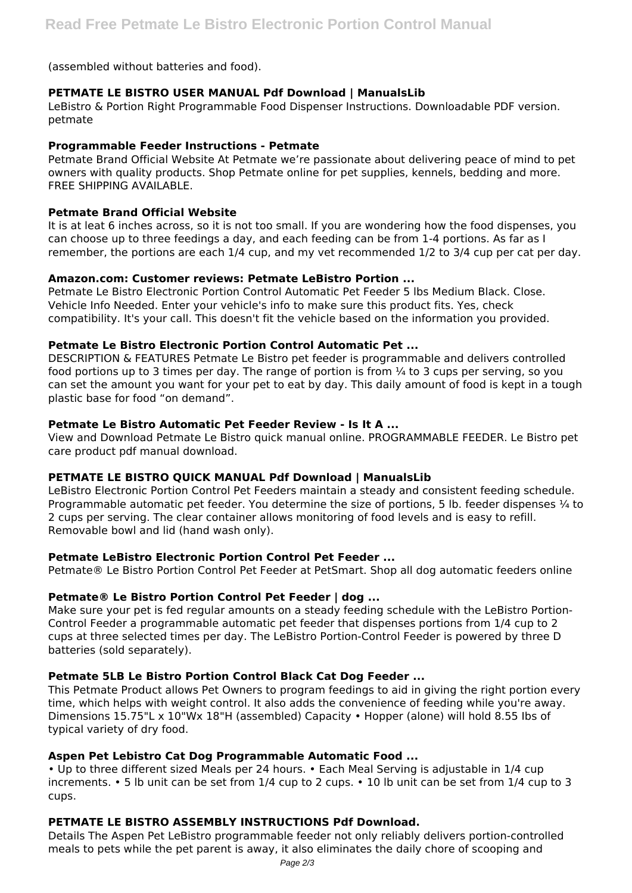(assembled without batteries and food).

**PETMATE LE BISTRO USER MANUAL Pdf Download | ManualsLib**

LeBistro & Portion Right Programmable Food Dispenser Instructions. Downloadable PDF version. petmate

**Programmable Feeder Instructions - Petmate**

Petmate Brand Official Website At Petmate we're passionate about delivering peace of mind to pet owners with quality products. Shop Petmate online for pet supplies, kennels, bedding and more. FREE SHIPPING AVAILABLE.

**Petmate Brand Official Website**

It is at leat 6 inches across, so it is not too small. If you are wondering how the food dispenses, you can choose up to three feedings a day, and each feeding can be from 1-4 portions. As far as I remember, the portions are each 1/4 cup, and my vet recommended 1/2 to 3/4 cup per cat per day.

**Amazon.com: Customer reviews: Petmate LeBistro Portion ...**

Petmate Le Bistro Electronic Portion Control Automatic Pet Feeder 5 lbs Medium Black. Close. Vehicle Info Needed. Enter your vehicle's info to make sure this product fits. Yes, check compatibility. It's your call. This doesn't fit the vehicle based on the information you provided.

**Petmate Le Bistro Electronic Portion Control Automatic Pet ...**

DESCRIPTION & FEATURES Petmate Le Bistro pet feeder is programmable and delivers controlled food portions up to 3 times per day. The range of portion is from ¼ to 3 cups per serving, so you can set the amount you want for your pet to eat by day. This daily amount of food is kept in a tough plastic base for food "on demand".

**Petmate Le Bistro Automatic Pet Feeder Review - Is It A ...**

View and Download Petmate Le Bistro quick manual online. PROGRAMMABLE FEEDER. Le Bistro pet care product pdf manual download.

**PETMATE LE BISTRO QUICK MANUAL Pdf Download | ManualsLib**

LeBistro Electronic Portion Control Pet Feeders maintain a steady and consistent feeding schedule. Programmable automatic pet feeder. You determine the size of portions, 5 lb. feeder dispenses ¼ to 2 cups per serving. The clear container allows monitoring of food levels and is easy to refill. Removable bowl and lid (hand wash only).

**Petmate LeBistro Electronic Portion Control Pet Feeder ...**

Petmate® Le Bistro Portion Control Pet Feeder at PetSmart. Shop all dog automatic feeders online

**Petmate® Le Bistro Portion Control Pet Feeder | dog ...**

Make sure your pet is fed regular amounts on a steady feeding schedule with the LeBistro Portion-Control Feeder a programmable automatic pet feeder that dispenses portions from 1/4 cup to 2 cups at three selected times per day. The LeBistro Portion-Control Feeder is powered by three D batteries (sold separately).

**Petmate 5LB Le Bistro Portion Control Black Cat Dog Feeder ...**

This Petmate Product allows Pet Owners to program feedings to aid in giving the right portion every time, which helps with weight control. It also adds the convenience of feeding while you're away. Dimensions 15.75"L x 10"Wx 18"H (assembled) Capacity • Hopper (alone) will hold 8.55 lbs of typical variety of dry food.

**Aspen Pet Lebistro Cat Dog Programmable Automatic Food ...**

• Up to three different sized Meals per 24 hours. • Each Meal Serving is adjustable in 1/4 cup increments. • 5 lb unit can be set from 1/4 cup to 2 cups. • 10 lb unit can be set from 1/4 cup to 3 cups.

**PETMATE LE BISTRO ASSEMBLY INSTRUCTIONS Pdf Download.**

Details The Aspen Pet LeBistro programmable feeder not only reliably delivers portion-controlled meals to pets while the pet parent is away, it also eliminates the daily chore of scooping and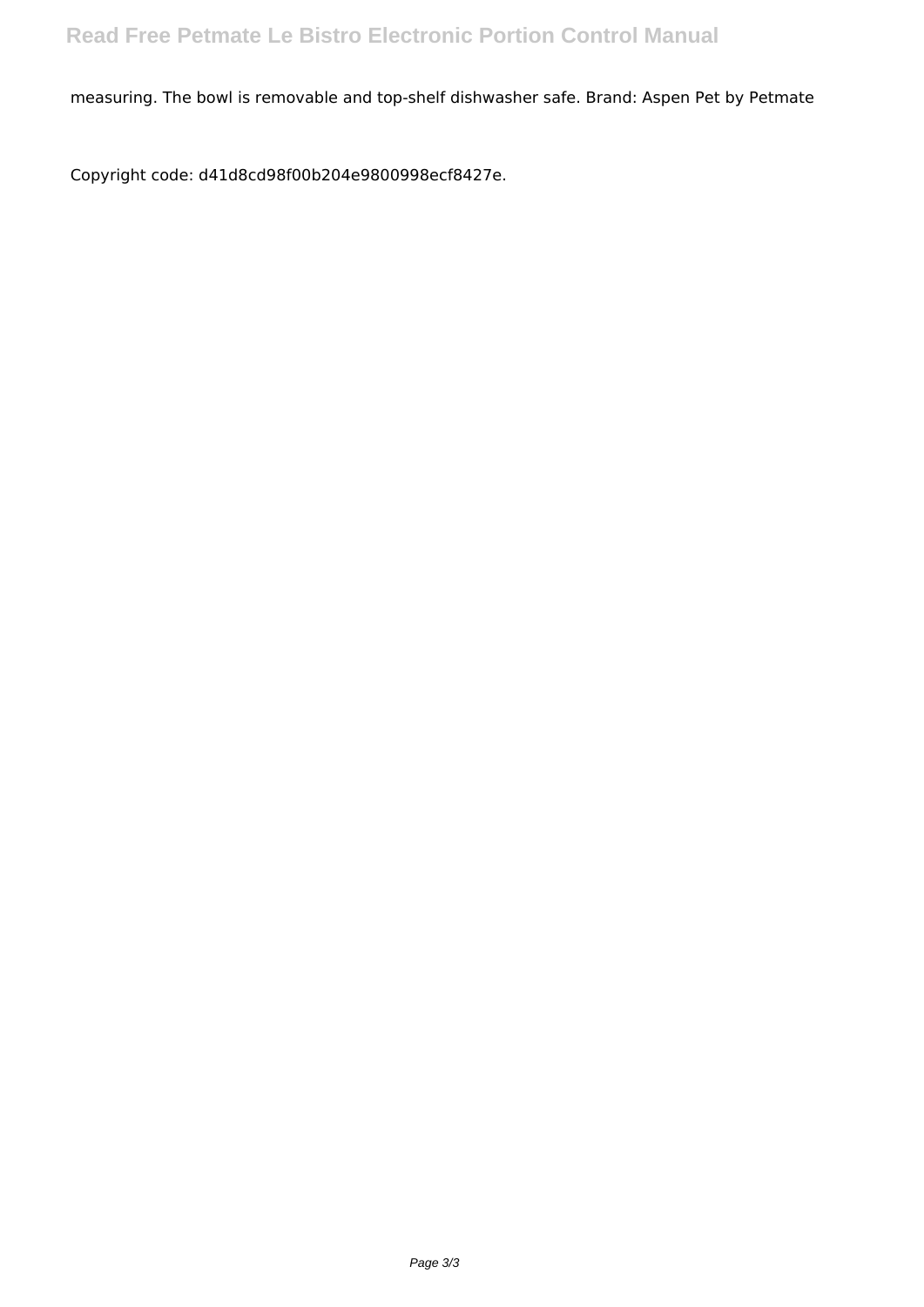measuring. The bowl is removable and top-shelf dishwasher safe. Brand: Aspen Pet by Petmate

Copyright code: d41d8cd98f00b204e9800998ecf8427e.